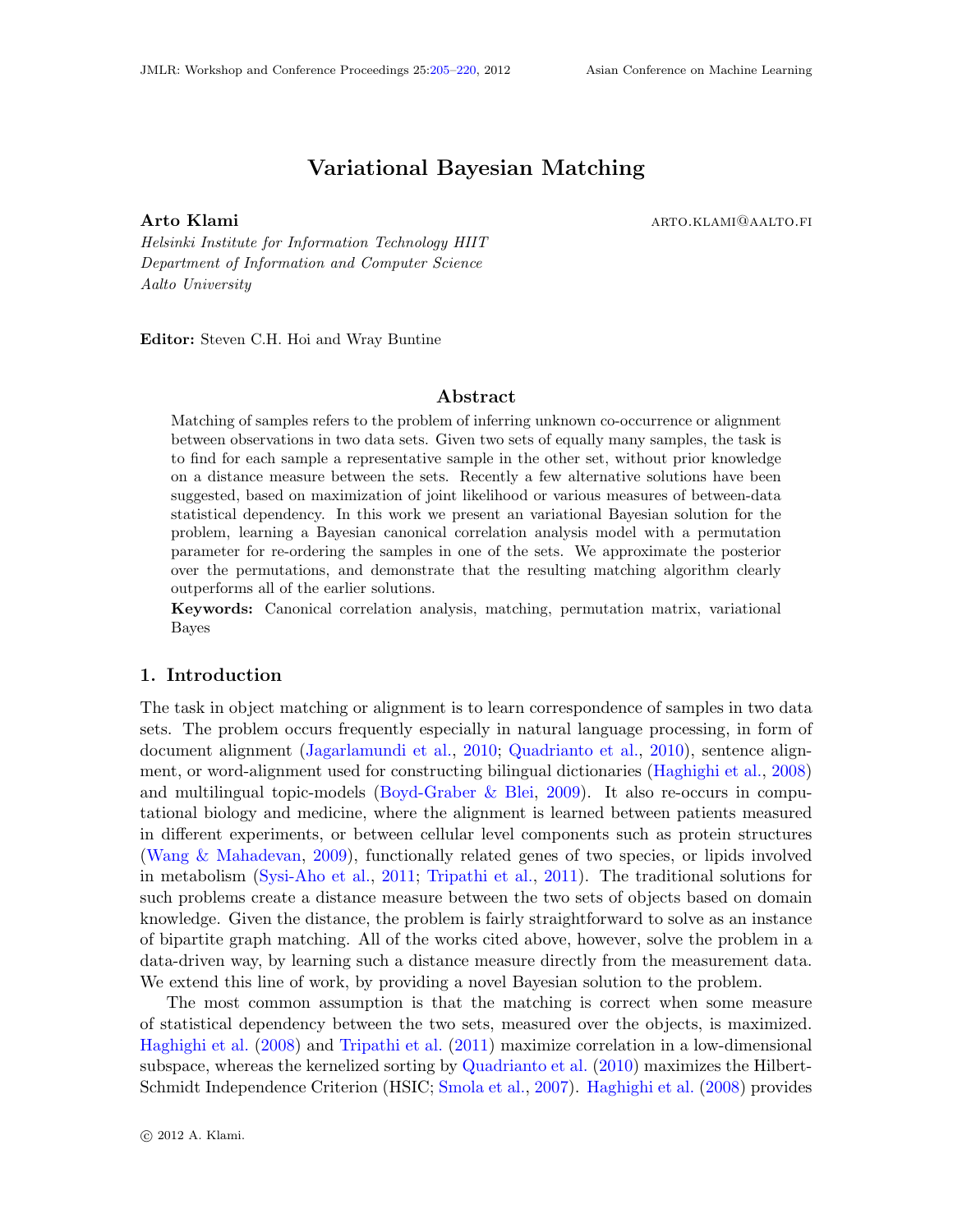# Variational Bayesian Matching

**Arto Klami** ARTO.KLAMI@AALTO.FI

*Helsinki Institute for Information Technology HIIT*
*Department of Information and Computer Science*
*Aalto University*

**Editor:** Steven C.H. Hoi and Wray Buntine

## Abstract

Matching of samples refers to the problem of inferring unknown co-occurrence or alignment between observations in two data sets. Given two sets of equally many samples, the task is to find for each sample a representative sample in the other set, without prior knowledge on a distance measure between the sets. Recently a few alternative solutions have been suggested, based on maximization of joint likelihood or various measures of between-data statistical dependency. In this work we present an variational Bayesian solution for the problem, learning a Bayesian canonical correlation analysis model with a permutation parameter for re-ordering the samples in one of the sets. We approximate the posterior over the permutations, and demonstrate that the resulting matching algorithm clearly outperforms all of the earlier solutions.

**Keywords:** Canonical correlation analysis, matching, permutation matrix, variational Bayes

## 1. Introduction

The task in object matching or alignment is to learn correspondence of samples in two data sets. The problem occurs frequently especially in natural language processing, in form of document alignment (Jagarlamundi et al., 2010; Quadrianto et al., 2010), sentence alignment, or word-alignment used for constructing bilingual dictionaries (Haghighi et al., 2008) and multilingual topic-models (Boyd-Graber & Blei, 2009). It also re-occurs in computational biology and medicine, where the alignment is learned between patients measured in different experiments, or between cellular level components such as protein structures (Wang & Mahadevan, 2009), functionally related genes of two species, or lipids involved in metabolism (Sysi-Aho et al., 2011; Tripathi et al., 2011). The traditional solutions for such problems create a distance measure between the two sets of objects based on domain knowledge. Given the distance, the problem is fairly straightforward to solve as an instance of bipartite graph matching. All of the works cited above, however, solve the problem in a data-driven way, by learning such a distance measure directly from the measurement data. We extend this line of work, by providing a novel Bayesian solution to the problem.

The most common assumption is that the matching is correct when some measure of statistical dependency between the two sets, measured over the objects, is maximized. Haghighi et al. (2008) and Tripathi et al. (2011) maximize correlation in a low-dimensional subspace, whereas the kernelized sorting by Quadrianto et al. (2010) maximizes the Hilbert-Schmidt Independence Criterion (HSIC; Smola et al., 2007). Haghighi et al. (2008) provides

© 2012 A. Klami.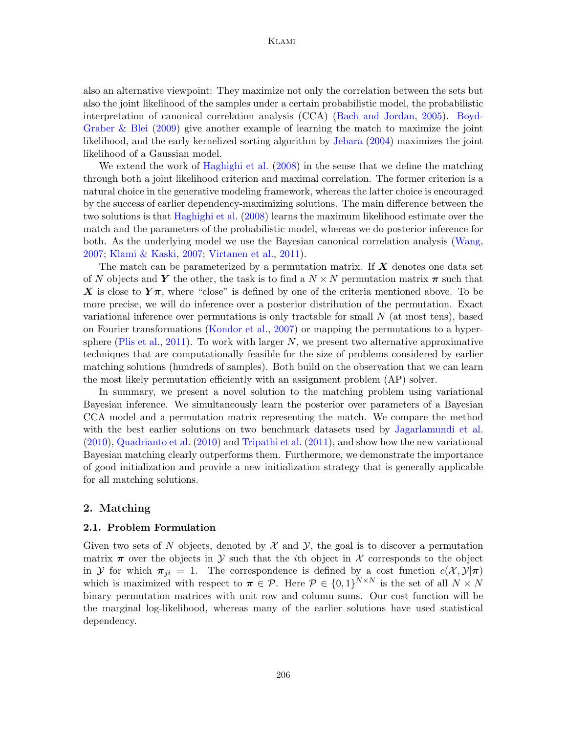also an alternative viewpoint: They maximize not only the correlation between the sets but also the joint likelihood of the samples under a certain probabilistic model, the probabilistic interpretation of canonical correlation analysis (CCA) (Bach and Jordan, 2005). Boyd-Graber & Blei (2009) give another example of learning the match to maximize the joint likelihood, and the early kernelized sorting algorithm by Jebara (2004) maximizes the joint likelihood of a Gaussian model.

We extend the work of Haghighi et al. (2008) in the sense that we define the matching through both a joint likelihood criterion and maximal correlation. The former criterion is a natural choice in the generative modeling framework, whereas the latter choice is encouraged by the success of earlier dependency-maximizing solutions. The main difference between the two solutions is that Haghighi et al. (2008) learns the maximum likelihood estimate over the match and the parameters of the probabilistic model, whereas we do posterior inference for both. As the underlying model we use the Bayesian canonical correlation analysis (Wang, 2007; Klami & Kaski, 2007; Virtanen et al., 2011).

The match can be parameterized by a permutation matrix. If $\boldsymbol{X}$ denotes one data set of $N$ objects and $\boldsymbol{Y}$ the other, the task is to find a $N \times N$ permutation matrix $\boldsymbol{\pi}$ such that $\boldsymbol{X}$ is close to $\boldsymbol{Y}\boldsymbol{\pi}$, where "close" is defined by one of the criteria mentioned above. To be more precise, we will do inference over a posterior distribution of the permutation. Exact variational inference over permutations is only tractable for small $N$ (at most tens), based on Fourier transformations (Kondor et al., 2007) or mapping the permutations to a hypersphere (Plis et al., 2011). To work with larger $N$, we present two alternative approximative techniques that are computationally feasible for the size of problems considered by earlier matching solutions (hundreds of samples). Both build on the observation that we can learn the most likely permutation efficiently with an assignment problem (AP) solver.

In summary, we present a novel solution to the matching problem using variational Bayesian inference. We simultaneously learn the posterior over parameters of a Bayesian CCA model and a permutation matrix representing the match. We compare the method with the best earlier solutions on two benchmark datasets used by Jagarlamundi et al. (2010), Quadrianto et al. (2010) and Tripathi et al. (2011), and show how the new variational Bayesian matching clearly outperforms them. Furthermore, we demonstrate the importance of good initialization and provide a new initialization strategy that is generally applicable for all matching solutions.

## 2. Matching

### 2.1. Problem Formulation

Given two sets of $N$ objects, denoted by $\mathcal{X}$ and $\mathcal{Y}$, the goal is to discover a permutation matrix $\boldsymbol{\pi}$ over the objects in $\mathcal{Y}$ such that the $i$th object in $\mathcal{X}$ corresponds to the object in $\mathcal{Y}$ for which $\boldsymbol{\pi}_{ji} = 1$. The correspondence is defined by a cost function $c(\mathcal{X}, \mathcal{Y}|\boldsymbol{\pi})$ which is maximized with respect to $\boldsymbol{\pi} \in \mathcal{P}$. Here $\mathcal{P} \in \{0,1\}^{N \times N}$ is the set of all $N \times N$ binary permutation matrices with unit row and column sums. Our cost function will be the marginal log-likelihood, whereas many of the earlier solutions have used statistical dependency.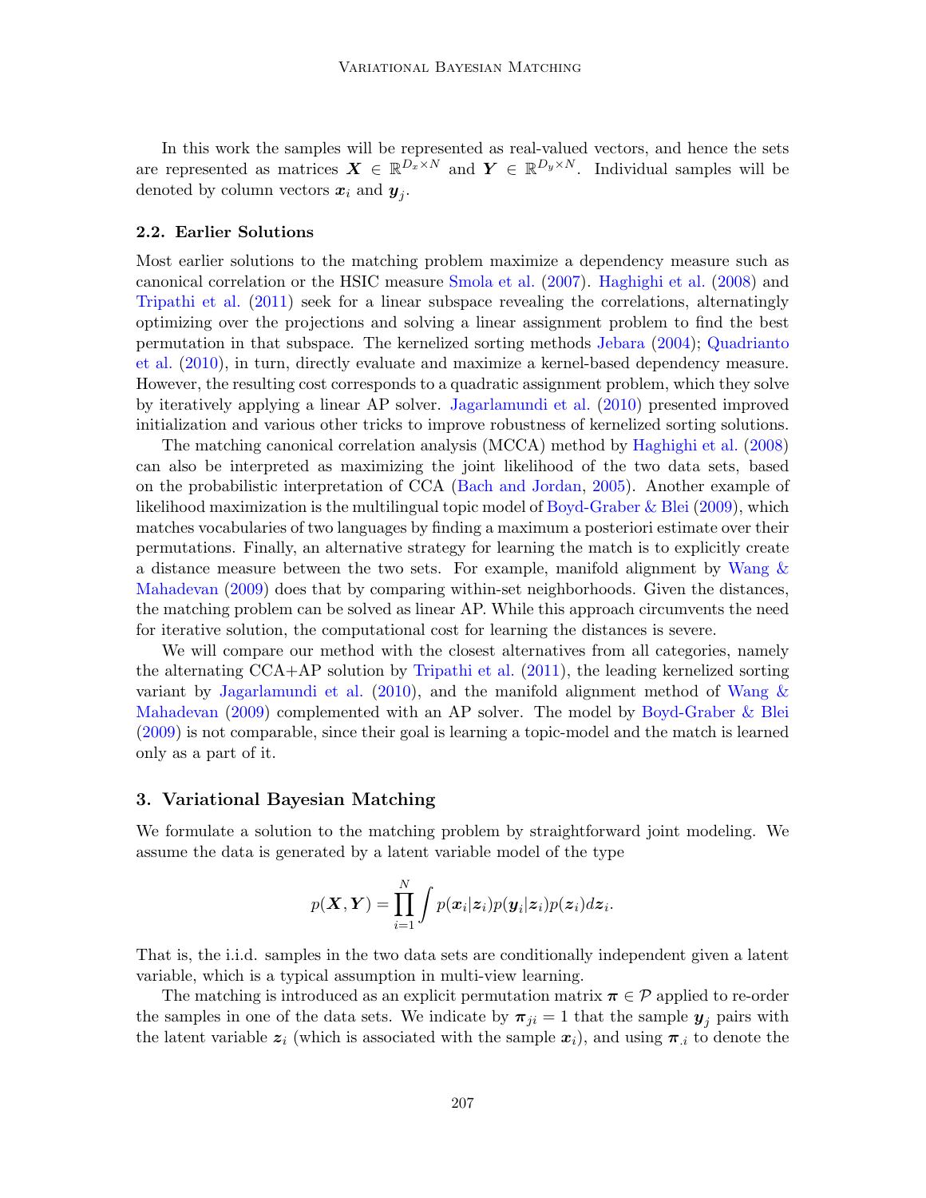In this work the samples will be represented as real-valued vectors, and hence the sets are represented as matrices $\boldsymbol{X} \in \mathbb{R}^{D_x \times N}$ and $\boldsymbol{Y} \in \mathbb{R}^{D_y \times N}$. Individual samples will be denoted by column vectors $\boldsymbol{x}_i$ and $\boldsymbol{y}_j$.

### 2.2. Earlier Solutions

Most earlier solutions to the matching problem maximize a dependency measure such as canonical correlation or the HSIC measure Smola et al. (2007). Haghighi et al. (2008) and Tripathi et al. (2011) seek for a linear subspace revealing the correlations, alternatingly optimizing over the projections and solving a linear assignment problem to find the best permutation in that subspace. The kernelized sorting methods Jebara (2004); Quadrianto et al. (2010), in turn, directly evaluate and maximize a kernel-based dependency measure. However, the resulting cost corresponds to a quadratic assignment problem, which they solve by iteratively applying a linear AP solver. Jagarlamundi et al. (2010) presented improved initialization and various other tricks to improve robustness of kernelized sorting solutions.

The matching canonical correlation analysis (MCCA) method by Haghighi et al. (2008) can also be interpreted as maximizing the joint likelihood of the two data sets, based on the probabilistic interpretation of CCA (Bach and Jordan, 2005). Another example of likelihood maximization is the multilingual topic model of Boyd-Graber & Blei (2009), which matches vocabularies of two languages by finding a maximum a posteriori estimate over their permutations. Finally, an alternative strategy for learning the match is to explicitly create a distance measure between the two sets. For example, manifold alignment by Wang & Mahadevan (2009) does that by comparing within-set neighborhoods. Given the distances, the matching problem can be solved as linear AP. While this approach circumvents the need for iterative solution, the computational cost for learning the distances is severe.

We will compare our method with the closest alternatives from all categories, namely the alternating CCA+AP solution by Tripathi et al. (2011), the leading kernelized sorting variant by Jagarlamundi et al. (2010), and the manifold alignment method of Wang & Mahadevan (2009) complemented with an AP solver. The model by Boyd-Graber & Blei (2009) is not comparable, since their goal is learning a topic-model and the match is learned only as a part of it.

## 3. Variational Bayesian Matching

We formulate a solution to the matching problem by straightforward joint modeling. We assume the data is generated by a latent variable model of the type

$$p(\boldsymbol{X}, \boldsymbol{Y}) = \prod_{i=1}^{N} \int p(\boldsymbol{x}_i|\boldsymbol{z}_i)p(\boldsymbol{y}_i|\boldsymbol{z}_i)p(\boldsymbol{z}_i)d\boldsymbol{z}_i.$$

That is, the i.i.d. samples in the two data sets are conditionally independent given a latent variable, which is a typical assumption in multi-view learning.

The matching is introduced as an explicit permutation matrix $\boldsymbol{\pi} \in \mathcal{P}$ applied to re-order the samples in one of the data sets. We indicate by $\boldsymbol{\pi}_{ji} = 1$ that the sample $\boldsymbol{y}_j$ pairs with the latent variable $\boldsymbol{z}_i$ (which is associated with the sample $\boldsymbol{x}_i$), and using $\boldsymbol{\pi}_{.i}$ to denote the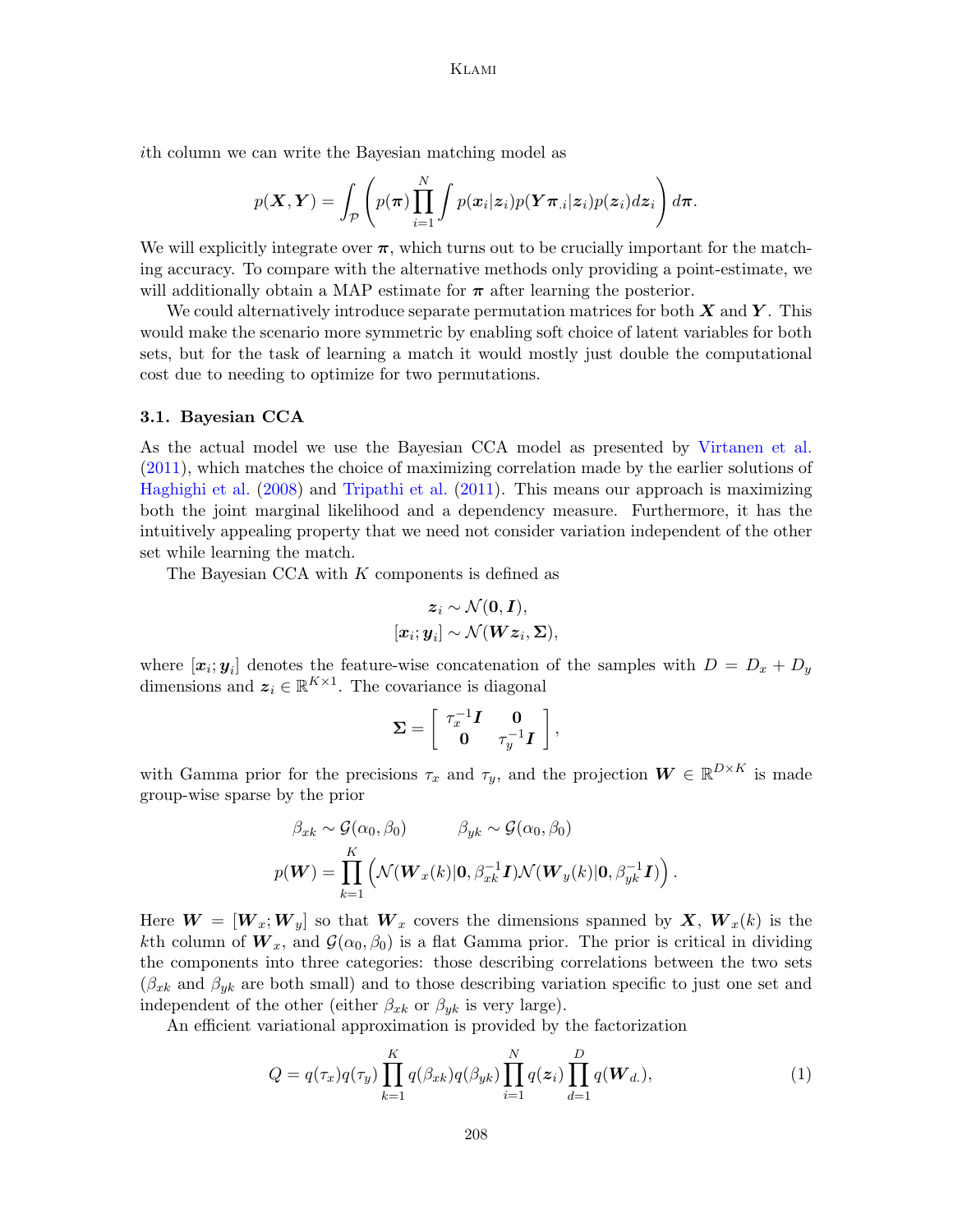$i$th column we can write the Bayesian matching model as

$$p(\boldsymbol{X}, \boldsymbol{Y}) = \int_{\mathcal{P}} \left( p(\boldsymbol{\pi}) \prod_{i=1}^{N} \int p(\boldsymbol{x}_i|\boldsymbol{z}_i) p(\boldsymbol{Y}\boldsymbol{\pi}_{.i}|\boldsymbol{z}_i) p(\boldsymbol{z}_i) d\boldsymbol{z}_i \right) d\boldsymbol{\pi}.$$

We will explicitly integrate over $\boldsymbol{\pi}$, which turns out to be crucially important for the matching accuracy. To compare with the alternative methods only providing a point-estimate, we will additionally obtain a MAP estimate for $\boldsymbol{\pi}$ after learning the posterior.

We could alternatively introduce separate permutation matrices for both $\boldsymbol{X}$ and $\boldsymbol{Y}$. This would make the scenario more symmetric by enabling soft choice of latent variables for both sets, but for the task of learning a match it would mostly just double the computational cost due to needing to optimize for two permutations.

### 3.1. Bayesian CCA

As the actual model we use the Bayesian CCA model as presented by Virtanen et al. (2011), which matches the choice of maximizing correlation made by the earlier solutions of Haghighi et al. (2008) and Tripathi et al. (2011). This means our approach is maximizing both the joint marginal likelihood and a dependency measure. Furthermore, it has the intuitively appealing property that we need not consider variation independent of the other set while learning the match.

The Bayesian CCA with $K$ components is defined as

$$\boldsymbol{z}_i \sim \mathcal{N}(\boldsymbol{0}, \boldsymbol{I}),$$
$$[\boldsymbol{x}_i; \boldsymbol{y}_i] \sim \mathcal{N}(\boldsymbol{W}\boldsymbol{z}_i, \boldsymbol{\Sigma}),$$

where $[\boldsymbol{x}_i; \boldsymbol{y}_i]$ denotes the feature-wise concatenation of the samples with $D = D_x + D_y$ dimensions and $\boldsymbol{z}_i \in \mathbb{R}^{K \times 1}$. The covariance is diagonal

$$\boldsymbol{\Sigma} = \begin{bmatrix} \tau_x^{-1}\boldsymbol{I} & \boldsymbol{0} \\ \boldsymbol{0} & \tau_y^{-1}\boldsymbol{I} \end{bmatrix},$$

with Gamma prior for the precisions $\tau_x$ and $\tau_y$, and the projection $\boldsymbol{W} \in \mathbb{R}^{D \times K}$ is made group-wise sparse by the prior

$$\beta_{xk} \sim \mathcal{G}(\alpha_0, \beta_0) \qquad \beta_{yk} \sim \mathcal{G}(\alpha_0, \beta_0)$$
$$p(\boldsymbol{W}) = \prod_{k=1}^{K} \left( \mathcal{N}(\boldsymbol{W}_x(k)|\boldsymbol{0}, \beta_{xk}^{-1}\boldsymbol{I}) \mathcal{N}(\boldsymbol{W}_y(k)|\boldsymbol{0}, \beta_{yk}^{-1}\boldsymbol{I}) \right).$$

Here $\boldsymbol{W} = [\boldsymbol{W}_x; \boldsymbol{W}_y]$ so that $\boldsymbol{W}_x$ covers the dimensions spanned by $\boldsymbol{X}$, $\boldsymbol{W}_x(k)$ is the $k$th column of $\boldsymbol{W}_x$, and $\mathcal{G}(\alpha_0, \beta_0)$ is a flat Gamma prior. The prior is critical in dividing the components into three categories: those describing correlations between the two sets ($\beta_{xk}$ and $\beta_{yk}$ are both small) and to those describing variation specific to just one set and independent of the other (either $\beta_{xk}$ or $\beta_{yk}$ is very large).

An efficient variational approximation is provided by the factorization

$$Q = q(\tau_x)q(\tau_y) \prod_{k=1}^{K} q(\beta_{xk})q(\beta_{yk}) \prod_{i=1}^{N} q(\boldsymbol{z}_i) \prod_{d=1}^{D} q(\boldsymbol{W}_{d.}), \tag{1}$$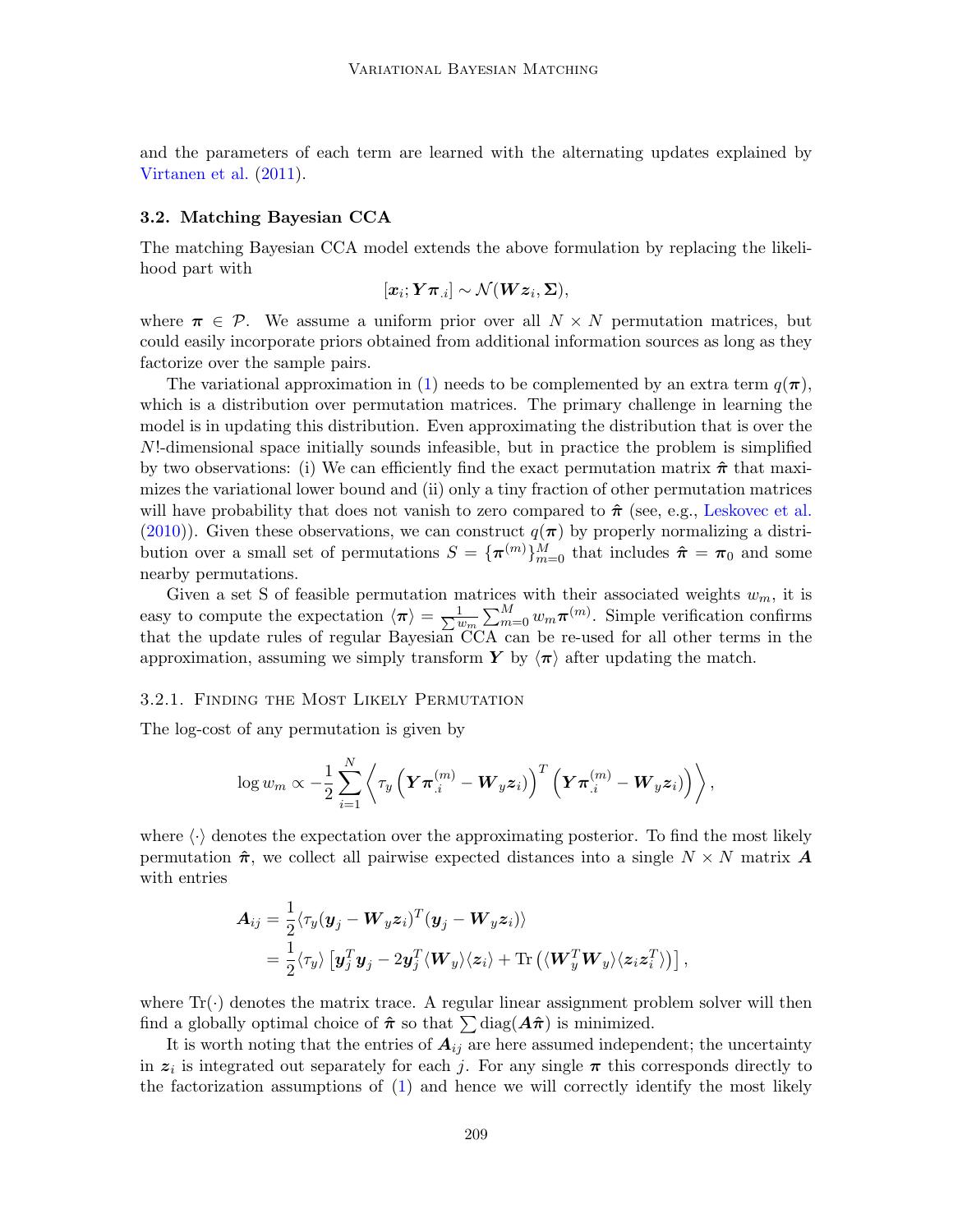and the parameters of each term are learned with the alternating updates explained by Virtanen et al. (2011).

### 3.2. Matching Bayesian CCA

The matching Bayesian CCA model extends the above formulation by replacing the likelihood part with

$$[\boldsymbol{x}_i; \boldsymbol{Y}\boldsymbol{\pi}_{.i}] \sim \mathcal{N}(\boldsymbol{W}\boldsymbol{z}_i, \boldsymbol{\Sigma}),$$

where $\boldsymbol{\pi} \in \mathcal{P}$. We assume a uniform prior over all $N \times N$ permutation matrices, but could easily incorporate priors obtained from additional information sources as long as they factorize over the sample pairs.

The variational approximation in (1) needs to be complemented by an extra term $q(\boldsymbol{\pi})$, which is a distribution over permutation matrices. The primary challenge in learning the model is in updating this distribution. Even approximating the distribution that is over the $N!$-dimensional space initially sounds infeasible, but in practice the problem is simplified by two observations: (i) We can efficiently find the exact permutation matrix $\hat{\boldsymbol{\pi}}$ that maximizes the variational lower bound and (ii) only a tiny fraction of other permutation matrices will have probability that does not vanish to zero compared to $\hat{\boldsymbol{\pi}}$ (see, e.g., Leskovec et al. (2010)). Given these observations, we can construct $q(\boldsymbol{\pi})$ by properly normalizing a distribution over a small set of permutations $S = \{\boldsymbol{\pi}^{(m)}\}_{m=0}^{M}$ that includes $\hat{\boldsymbol{\pi}} = \boldsymbol{\pi}_0$ and some nearby permutations.

Given a set S of feasible permutation matrices with their associated weights $w_m$, it is easy to compute the expectation $\langle \boldsymbol{\pi} \rangle = \frac{1}{\sum w_m} \sum_{m=0}^{M} w_m \boldsymbol{\pi}^{(m)}$. Simple verification confirms that the update rules of regular Bayesian CCA can be re-used for all other terms in the approximation, assuming we simply transform $\boldsymbol{Y}$ by $\langle \boldsymbol{\pi} \rangle$ after updating the match.

#### 3.2.1. Finding the Most Likely Permutation

The log-cost of any permutation is given by

$$\log w_m \propto -\frac{1}{2} \sum_{i=1}^{N} \left\langle \tau_y \left( \boldsymbol{Y}\boldsymbol{\pi}_{.i}^{(m)} - \boldsymbol{W}_y \boldsymbol{z}_i \right)^T \left( \boldsymbol{Y}\boldsymbol{\pi}_{.i}^{(m)} - \boldsymbol{W}_y \boldsymbol{z}_i \right) \right\rangle,$$

where $\langle \cdot \rangle$ denotes the expectation over the approximating posterior. To find the most likely permutation $\hat{\boldsymbol{\pi}}$, we collect all pairwise expected distances into a single $N \times N$ matrix $\boldsymbol{A}$ with entries

$$\begin{aligned}
\boldsymbol{A}_{ij} &= \frac{1}{2} \langle \tau_y (\boldsymbol{y}_j - \boldsymbol{W}_y \boldsymbol{z}_i)^T (\boldsymbol{y}_j - \boldsymbol{W}_y \boldsymbol{z}_i) \rangle \\
&= \frac{1}{2} \langle \tau_y \rangle \left[ \boldsymbol{y}_j^T \boldsymbol{y}_j - 2 \boldsymbol{y}_j^T \langle \boldsymbol{W}_y \rangle \langle \boldsymbol{z}_i \rangle + \mathrm{Tr}\left( \langle \boldsymbol{W}_y^T \boldsymbol{W}_y \rangle \langle \boldsymbol{z}_i \boldsymbol{z}_i^T \rangle \right) \right],
\end{aligned}$$

where $\mathrm{Tr}(\cdot)$ denotes the matrix trace. A regular linear assignment problem solver will then find a globally optimal choice of $\hat{\boldsymbol{\pi}}$ so that $\sum \mathrm{diag}(\boldsymbol{A}\hat{\boldsymbol{\pi}})$ is minimized.

It is worth noting that the entries of $\boldsymbol{A}_{ij}$ are here assumed independent; the uncertainty in $\boldsymbol{z}_i$ is integrated out separately for each $j$. For any single $\boldsymbol{\pi}$ this corresponds directly to the factorization assumptions of (1) and hence we will correctly identify the most likely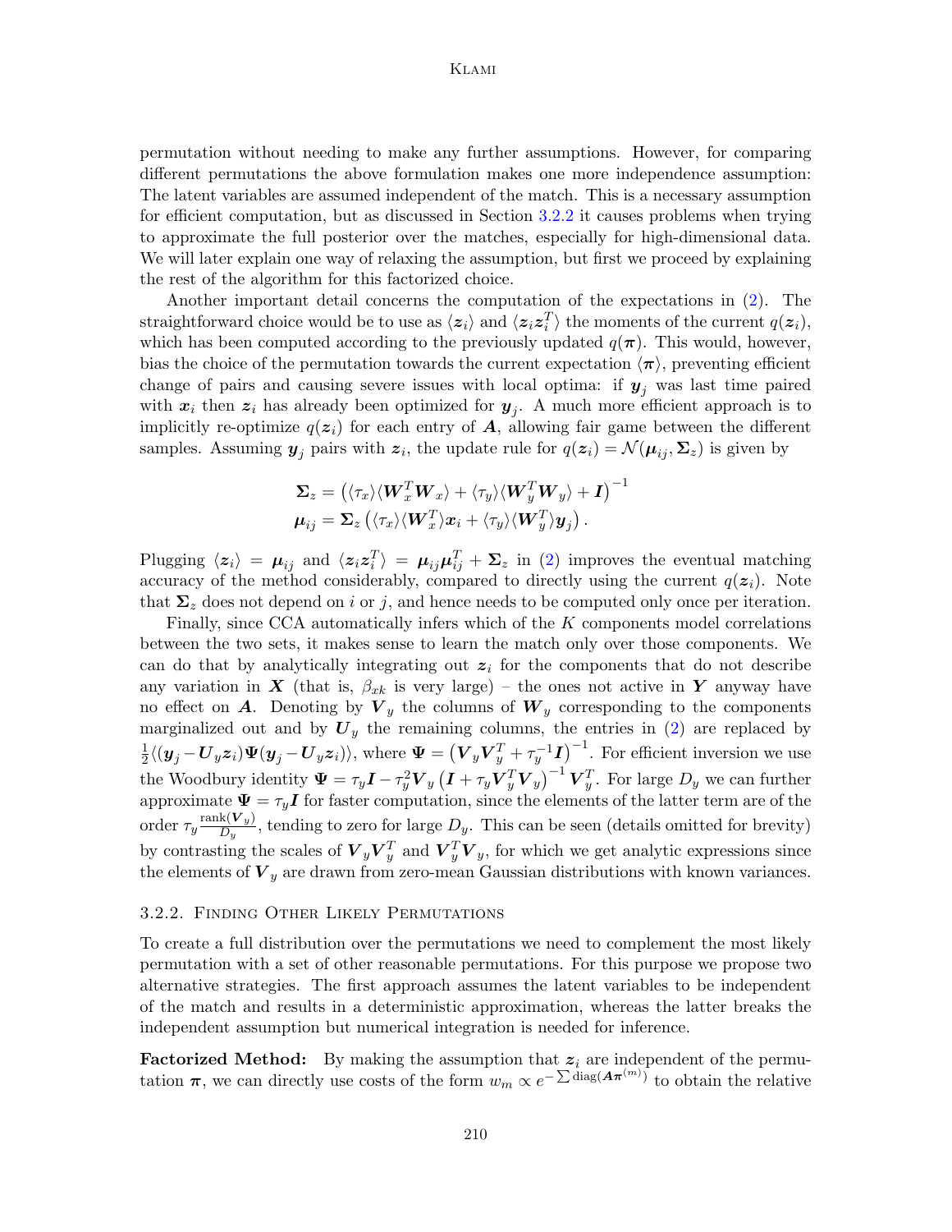permutation without needing to make any further assumptions. However, for comparing different permutations the above formulation makes one more independence assumption: The latent variables are assumed independent of the match. This is a necessary assumption for efficient computation, but as discussed in Section 3.2.2 it causes problems when trying to approximate the full posterior over the matches, especially for high-dimensional data. We will later explain one way of relaxing the assumption, but first we proceed by explaining the rest of the algorithm for this factorized choice.

Another important detail concerns the computation of the expectations in (2). The straightforward choice would be to use as $\langle \boldsymbol{z}_i \rangle$ and $\langle \boldsymbol{z}_i \boldsymbol{z}_i^T \rangle$ the moments of the current $q(\boldsymbol{z}_i)$, which has been computed according to the previously updated $q(\boldsymbol{\pi})$. This would, however, bias the choice of the permutation towards the current expectation $\langle \boldsymbol{\pi} \rangle$, preventing efficient change of pairs and causing severe issues with local optima: if $\boldsymbol{y}_j$ was last time paired with $\boldsymbol{x}_i$ then $\boldsymbol{z}_i$ has already been optimized for $\boldsymbol{y}_j$. A much more efficient approach is to implicitly re-optimize $q(\boldsymbol{z}_i)$ for each entry of $\boldsymbol{A}$, allowing fair game between the different samples. Assuming $\boldsymbol{y}_j$ pairs with $\boldsymbol{z}_i$, the update rule for $q(\boldsymbol{z}_i) = \mathcal{N}(\boldsymbol{\mu}_{ij}, \boldsymbol{\Sigma}_z)$ is given by

$$
\begin{aligned}
\boldsymbol{\Sigma}_z &= \left( \langle \tau_x \rangle \langle \boldsymbol{W}_x^T \boldsymbol{W}_x \rangle + \langle \tau_y \rangle \langle \boldsymbol{W}_y^T \boldsymbol{W}_y \rangle + \boldsymbol{I} \right)^{-1} \\
\boldsymbol{\mu}_{ij} &= \boldsymbol{\Sigma}_z \left( \langle \tau_x \rangle \langle \boldsymbol{W}_x^T \rangle \boldsymbol{x}_i + \langle \tau_y \rangle \langle \boldsymbol{W}_y^T \rangle \boldsymbol{y}_j \right).
\end{aligned}
$$

Plugging $\langle \boldsymbol{z}_i \rangle = \boldsymbol{\mu}_{ij}$ and $\langle \boldsymbol{z}_i \boldsymbol{z}_i^T \rangle = \boldsymbol{\mu}_{ij} \boldsymbol{\mu}_{ij}^T + \boldsymbol{\Sigma}_z$ in (2) improves the eventual matching accuracy of the method considerably, compared to directly using the current $q(\boldsymbol{z}_i)$. Note that $\boldsymbol{\Sigma}_z$ does not depend on $i$ or $j$, and hence needs to be computed only once per iteration.

Finally, since CCA automatically infers which of the $K$ components model correlations between the two sets, it makes sense to learn the match only over those components. We can do that by analytically integrating out $\boldsymbol{z}_i$ for the components that do not describe any variation in $\boldsymbol{X}$ (that is, $\beta_{xk}$ is very large) – the ones not active in $\boldsymbol{Y}$ anyway have no effect on $\boldsymbol{A}$. Denoting by $\boldsymbol{V}_y$ the columns of $\boldsymbol{W}_y$ corresponding to the components marginalized out and by $\boldsymbol{U}_y$ the remaining columns, the entries in (2) are replaced by $\frac{1}{2} \langle (\boldsymbol{y}_j - \boldsymbol{U}_y \boldsymbol{z}_i) \boldsymbol{\Psi} (\boldsymbol{y}_j - \boldsymbol{U}_y \boldsymbol{z}_i) \rangle$, where $\boldsymbol{\Psi} = \left( \boldsymbol{V}_y \boldsymbol{V}_y^T + \tau_y^{-1} \boldsymbol{I} \right)^{-1}$. For efficient inversion we use the Woodbury identity $\boldsymbol{\Psi} = \tau_y \boldsymbol{I} - \tau_y^2 \boldsymbol{V}_y \left( \boldsymbol{I} + \tau_y \boldsymbol{V}_y^T \boldsymbol{V}_y \right)^{-1} \boldsymbol{V}_y^T$. For large $D_y$ we can further approximate $\boldsymbol{\Psi} = \tau_y \boldsymbol{I}$ for faster computation, since the elements of the latter term are of the order $\tau_y \frac{\text{rank}(\boldsymbol{V}_y)}{D_y}$, tending to zero for large $D_y$. This can be seen (details omitted for brevity) by contrasting the scales of $\boldsymbol{V}_y \boldsymbol{V}_y^T$ and $\boldsymbol{V}_y^T \boldsymbol{V}_y$, for which we get analytic expressions since the elements of $\boldsymbol{V}_y$ are drawn from zero-mean Gaussian distributions with known variances.

### 3.2.2. Finding Other Likely Permutations

To create a full distribution over the permutations we need to complement the most likely permutation with a set of other reasonable permutations. For this purpose we propose two alternative strategies. The first approach assumes the latent variables to be independent of the match and results in a deterministic approximation, whereas the latter breaks the independent assumption but numerical integration is needed for inference.

**Factorized Method:** By making the assumption that $\boldsymbol{z}_i$ are independent of the permutation $\boldsymbol{\pi}$, we can directly use costs of the form $w_m \propto e^{-\sum \text{diag}(\boldsymbol{A} \boldsymbol{\pi}^{(m)})}$ to obtain the relative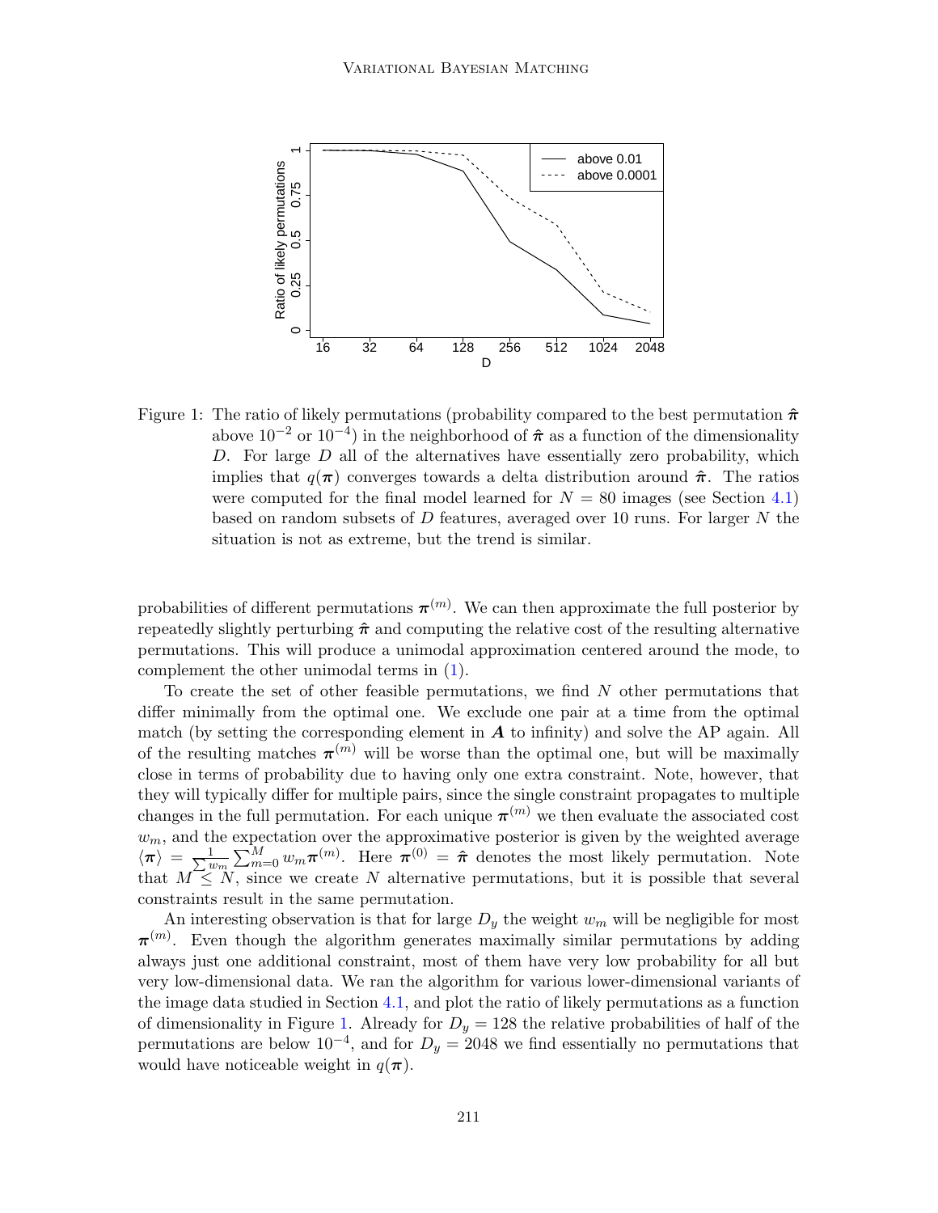Figure 1: The ratio of likely permutations (probability compared to the best permutation $\hat{\boldsymbol{\pi}}$ above $10^{-2}$ or $10^{-4}$) in the neighborhood of $\hat{\boldsymbol{\pi}}$ as a function of the dimensionality $D$. For large $D$ all of the alternatives have essentially zero probability, which implies that $q(\boldsymbol{\pi})$ converges towards a delta distribution around $\hat{\boldsymbol{\pi}}$. The ratios were computed for the final model learned for $N = 80$ images (see Section 4.1) based on random subsets of $D$ features, averaged over 10 runs. For larger $N$ the situation is not as extreme, but the trend is similar.

probabilities of different permutations $\boldsymbol{\pi}^{(m)}$. We can then approximate the full posterior by repeatedly slightly perturbing $\hat{\boldsymbol{\pi}}$ and computing the relative cost of the resulting alternative permutations. This will produce a unimodal approximation centered around the mode, to complement the other unimodal terms in (1).

To create the set of other feasible permutations, we find $N$ other permutations that differ minimally from the optimal one. We exclude one pair at a time from the optimal match (by setting the corresponding element in $\boldsymbol{A}$ to infinity) and solve the AP again. All of the resulting matches $\boldsymbol{\pi}^{(m)}$ will be worse than the optimal one, but will be maximally close in terms of probability due to having only one extra constraint. Note, however, that they will typically differ for multiple pairs, since the single constraint propagates to multiple changes in the full permutation. For each unique $\boldsymbol{\pi}^{(m)}$ we then evaluate the associated cost $w_m$, and the expectation over the approximative posterior is given by the weighted average $\langle \boldsymbol{\pi} \rangle = \frac{1}{\sum w_m} \sum_{m=0}^{M} w_m \boldsymbol{\pi}^{(m)}$. Here $\boldsymbol{\pi}^{(0)} = \hat{\boldsymbol{\pi}}$ denotes the most likely permutation. Note that $M \leq N$, since we create $N$ alternative permutations, but it is possible that several constraints result in the same permutation.

An interesting observation is that for large $D_y$ the weight $w_m$ will be negligible for most $\boldsymbol{\pi}^{(m)}$. Even though the algorithm generates maximally similar permutations by adding always just one additional constraint, most of them have very low probability for all but very low-dimensional data. We ran the algorithm for various lower-dimensional variants of the image data studied in Section 4.1, and plot the ratio of likely permutations as a function of dimensionality in Figure 1. Already for $D_y = 128$ the relative probabilities of half of the permutations are below $10^{-4}$, and for $D_y = 2048$ we find essentially no permutations that would have noticeable weight in $q(\boldsymbol{\pi})$.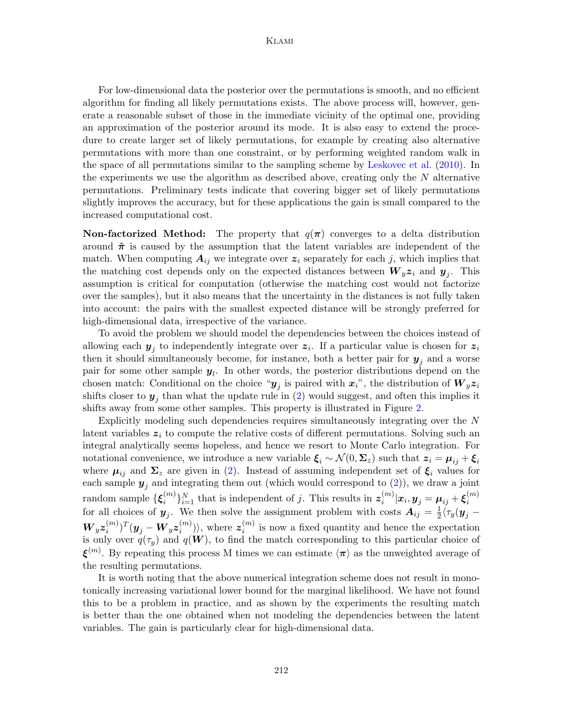For low-dimensional data the posterior over the permutations is smooth, and no efficient algorithm for finding all likely permutations exists. The above process will, however, generate a reasonable subset of those in the immediate vicinity of the optimal one, providing an approximation of the posterior around its mode. It is also easy to extend the procedure to create larger set of likely permutations, for example by creating also alternative permutations with more than one constraint, or by performing weighted random walk in the space of all permutations similar to the sampling scheme by Leskovec et al. (2010). In the experiments we use the algorithm as described above, creating only the $N$ alternative permutations. Preliminary tests indicate that covering bigger set of likely permutations slightly improves the accuracy, but for these applications the gain is small compared to the increased computational cost.

**Non-factorized Method:** The property that $q(\boldsymbol{\pi})$ converges to a delta distribution around $\hat{\boldsymbol{\pi}}$ is caused by the assumption that the latent variables are independent of the match. When computing $\boldsymbol{A}_{ij}$ we integrate over $\boldsymbol{z}_i$ separately for each $j$, which implies that the matching cost depends only on the expected distances between $\boldsymbol{W}_y \boldsymbol{z}_i$ and $\boldsymbol{y}_j$. This assumption is critical for computation (otherwise the matching cost would not factorize over the samples), but it also means that the uncertainty in the distances is not fully taken into account: the pairs with the smallest expected distance will be strongly preferred for high-dimensional data, irrespective of the variance.

To avoid the problem we should model the dependencies between the choices instead of allowing each $\boldsymbol{y}_j$ to independently integrate over $\boldsymbol{z}_i$. If a particular value is chosen for $\boldsymbol{z}_i$ then it should simultaneously become, for instance, both a better pair for $\boldsymbol{y}_j$ and a worse pair for some other sample $\boldsymbol{y}_l$. In other words, the posterior distributions depend on the chosen match: Conditional on the choice "$\boldsymbol{y}_j$ is paired with $\boldsymbol{x}_i$", the distribution of $\boldsymbol{W}_y \boldsymbol{z}_i$ shifts closer to $\boldsymbol{y}_j$ than what the update rule in (2) would suggest, and often this implies it shifts away from some other samples. This property is illustrated in Figure 2.

Explicitly modeling such dependencies requires simultaneously integrating over the $N$ latent variables $\boldsymbol{z}_i$ to compute the relative costs of different permutations. Solving such an integral analytically seems hopeless, and hence we resort to Monte Carlo integration. For notational convenience, we introduce a new variable $\boldsymbol{\xi}_i \sim \mathcal{N}(0, \boldsymbol{\Sigma}_z)$ such that $\boldsymbol{z}_i = \boldsymbol{\mu}_{ij} + \boldsymbol{\xi}_i$ where $\boldsymbol{\mu}_{ij}$ and $\boldsymbol{\Sigma}_z$ are given in (2). Instead of assuming independent set of $\boldsymbol{\xi}_i$ values for each sample $\boldsymbol{y}_j$ and integrating them out (which would correspond to (2)), we draw a joint random sample $\{\boldsymbol{\xi}_i^{(m)}\}_{i=1}^N$ that is independent of $j$. This results in $\boldsymbol{z}_i^{(m)}|\boldsymbol{x}_i, \boldsymbol{y}_j = \boldsymbol{\mu}_{ij} + \boldsymbol{\xi}_i^{(m)}$ for all choices of $\boldsymbol{y}_j$. We then solve the assignment problem with costs $\boldsymbol{A}_{ij} = \frac{1}{2}\langle \tau_y (\boldsymbol{y}_j - \boldsymbol{W}_y \boldsymbol{z}_i^{(m)})^T (\boldsymbol{y}_j - \boldsymbol{W}_y \boldsymbol{z}_i^{(m)})\rangle$, where $\boldsymbol{z}_i^{(m)}$ is now a fixed quantity and hence the expectation is only over $q(\tau_y)$ and $q(\boldsymbol{W})$, to find the match corresponding to this particular choice of $\boldsymbol{\xi}^{(m)}$. By repeating this process M times we can estimate $\langle \boldsymbol{\pi} \rangle$ as the unweighted average of the resulting permutations.

It is worth noting that the above numerical integration scheme does not result in monotonically increasing variational lower bound for the marginal likelihood. We have not found this to be a problem in practice, and as shown by the experiments the resulting match is better than the one obtained when not modeling the dependencies between the latent variables. The gain is particularly clear for high-dimensional data.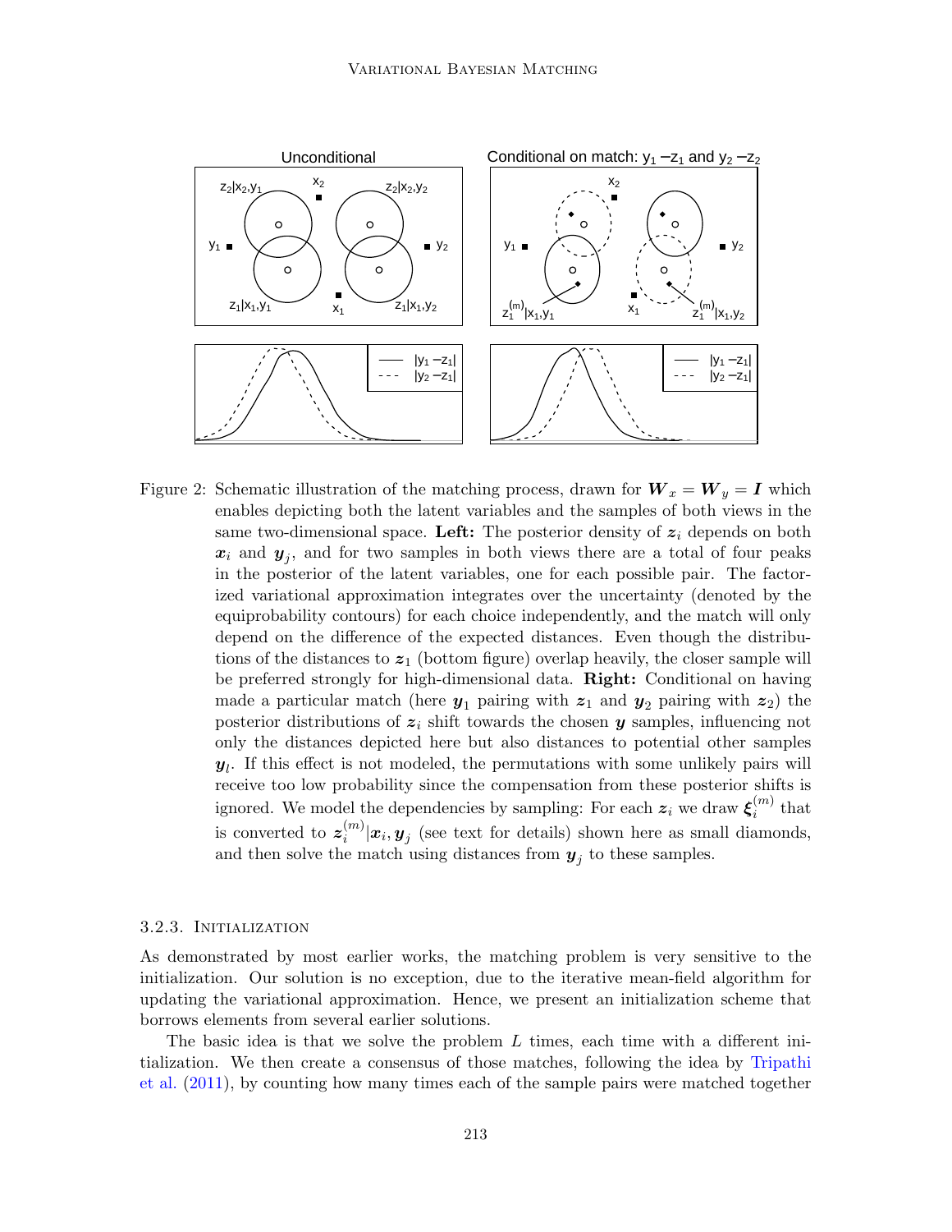Figure 2: Schematic illustration of the matching process, drawn for $\boldsymbol{W}_x = \boldsymbol{W}_y = \boldsymbol{I}$ which enables depicting both the latent variables and the samples of both views in the same two-dimensional space. **Left:** The posterior density of $\boldsymbol{z}_i$ depends on both $\boldsymbol{x}_i$ and $\boldsymbol{y}_j$, and for two samples in both views there are a total of four peaks in the posterior of the latent variables, one for each possible pair. The factorized variational approximation integrates over the uncertainty (denoted by the equiprobability contours) for each choice independently, and the match will only depend on the difference of the expected distances. Even though the distributions of the distances to $\boldsymbol{z}_1$ (bottom figure) overlap heavily, the closer sample will be preferred strongly for high-dimensional data. **Right:** Conditional on having made a particular match (here $\boldsymbol{y}_1$ pairing with $\boldsymbol{z}_1$ and $\boldsymbol{y}_2$ pairing with $\boldsymbol{z}_2$) the posterior distributions of $\boldsymbol{z}_i$ shift towards the chosen $\boldsymbol{y}$ samples, influencing not only the distances depicted here but also distances to potential other samples $\boldsymbol{y}_l$. If this effect is not modeled, the permutations with some unlikely pairs will receive too low probability since the compensation from these posterior shifts is ignored. We model the dependencies by sampling: For each $\boldsymbol{z}_i$ we draw $\boldsymbol{\xi}_i^{(m)}$ that is converted to $\boldsymbol{z}_i^{(m)}|\boldsymbol{x}_i, \boldsymbol{y}_j$ (see text for details) shown here as small diamonds, and then solve the match using distances from $\boldsymbol{y}_j$ to these samples.

#### 3.2.3. Initialization

As demonstrated by most earlier works, the matching problem is very sensitive to the initialization. Our solution is no exception, due to the iterative mean-field algorithm for updating the variational approximation. Hence, we present an initialization scheme that borrows elements from several earlier solutions.

The basic idea is that we solve the problem $L$ times, each time with a different initialization. We then create a consensus of those matches, following the idea by Tripathi et al. (2011), by counting how many times each of the sample pairs were matched together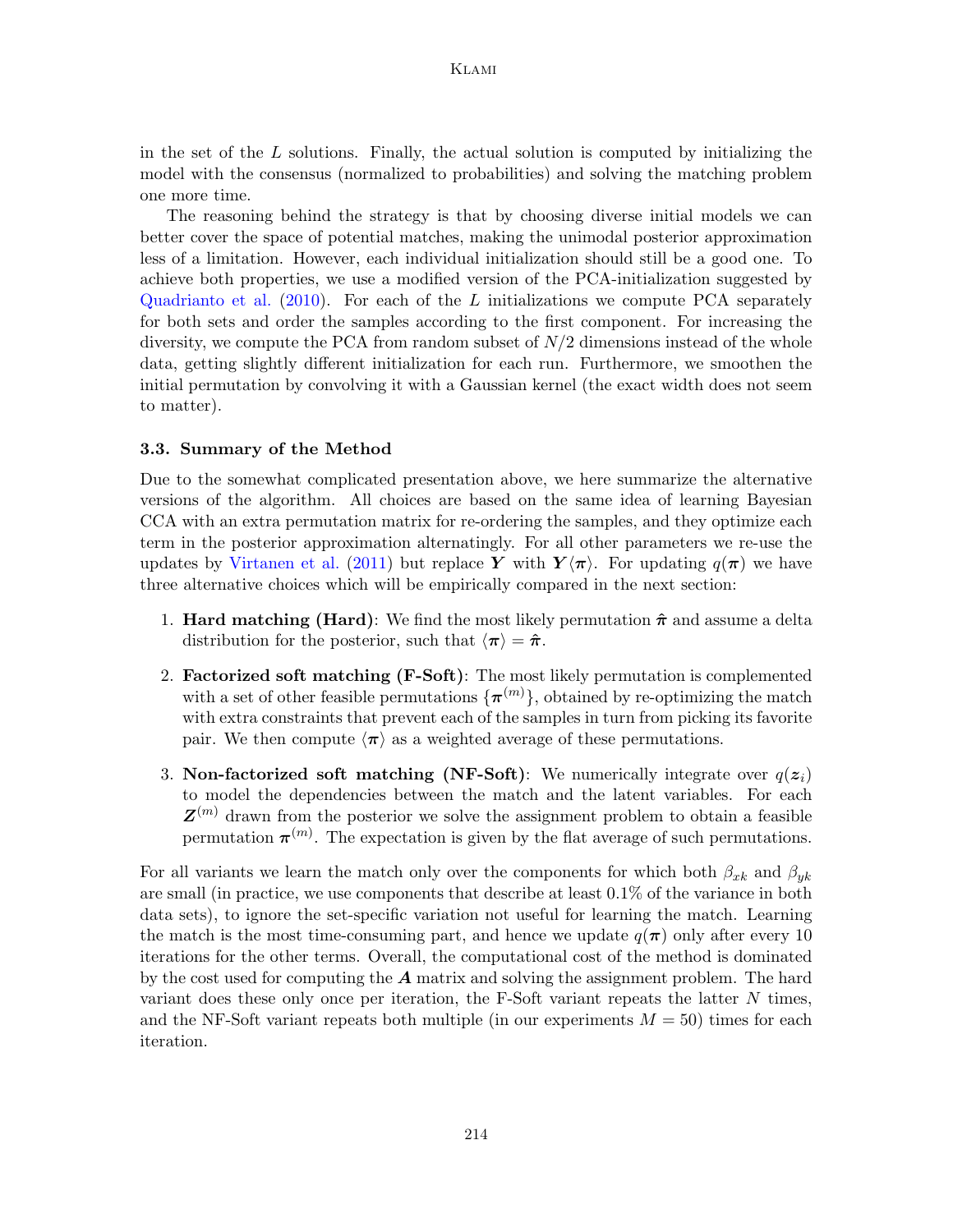in the set of the $L$ solutions. Finally, the actual solution is computed by initializing the model with the consensus (normalized to probabilities) and solving the matching problem one more time.

The reasoning behind the strategy is that by choosing diverse initial models we can better cover the space of potential matches, making the unimodal posterior approximation less of a limitation. However, each individual initialization should still be a good one. To achieve both properties, we use a modified version of the PCA-initialization suggested by Quadrianto et al. (2010). For each of the $L$ initializations we compute PCA separately for both sets and order the samples according to the first component. For increasing the diversity, we compute the PCA from random subset of $N/2$ dimensions instead of the whole data, getting slightly different initialization for each run. Furthermore, we smoothen the initial permutation by convolving it with a Gaussian kernel (the exact width does not seem to matter).

### 3.3. Summary of the Method

Due to the somewhat complicated presentation above, we here summarize the alternative versions of the algorithm. All choices are based on the same idea of learning Bayesian CCA with an extra permutation matrix for re-ordering the samples, and they optimize each term in the posterior approximation alternatingly. For all other parameters we re-use the updates by Virtanen et al. (2011) but replace $\boldsymbol{Y}$ with $\boldsymbol{Y}\langle\boldsymbol{\pi}\rangle$. For updating $q(\boldsymbol{\pi})$ we have three alternative choices which will be empirically compared in the next section:

1. **Hard matching (Hard)**: We find the most likely permutation $\hat{\boldsymbol{\pi}}$ and assume a delta distribution for the posterior, such that $\langle\boldsymbol{\pi}\rangle = \hat{\boldsymbol{\pi}}$.
2. **Factorized soft matching (F-Soft)**: The most likely permutation is complemented with a set of other feasible permutations $\{\boldsymbol{\pi}^{(m)}\}$, obtained by re-optimizing the match with extra constraints that prevent each of the samples in turn from picking its favorite pair. We then compute $\langle\boldsymbol{\pi}\rangle$ as a weighted average of these permutations.
3. **Non-factorized soft matching (NF-Soft)**: We numerically integrate over $q(\boldsymbol{z}_i)$ to model the dependencies between the match and the latent variables. For each $\boldsymbol{Z}^{(m)}$ drawn from the posterior we solve the assignment problem to obtain a feasible permutation $\boldsymbol{\pi}^{(m)}$. The expectation is given by the flat average of such permutations.

For all variants we learn the match only over the components for which both $\beta_{xk}$ and $\beta_{yk}$ are small (in practice, we use components that describe at least 0.1% of the variance in both data sets), to ignore the set-specific variation not useful for learning the match. Learning the match is the most time-consuming part, and hence we update $q(\boldsymbol{\pi})$ only after every 10 iterations for the other terms. Overall, the computational cost of the method is dominated by the cost used for computing the $\boldsymbol{A}$ matrix and solving the assignment problem. The hard variant does these only once per iteration, the F-Soft variant repeats the latter $N$ times, and the NF-Soft variant repeats both multiple (in our experiments $M = 50$) times for each iteration.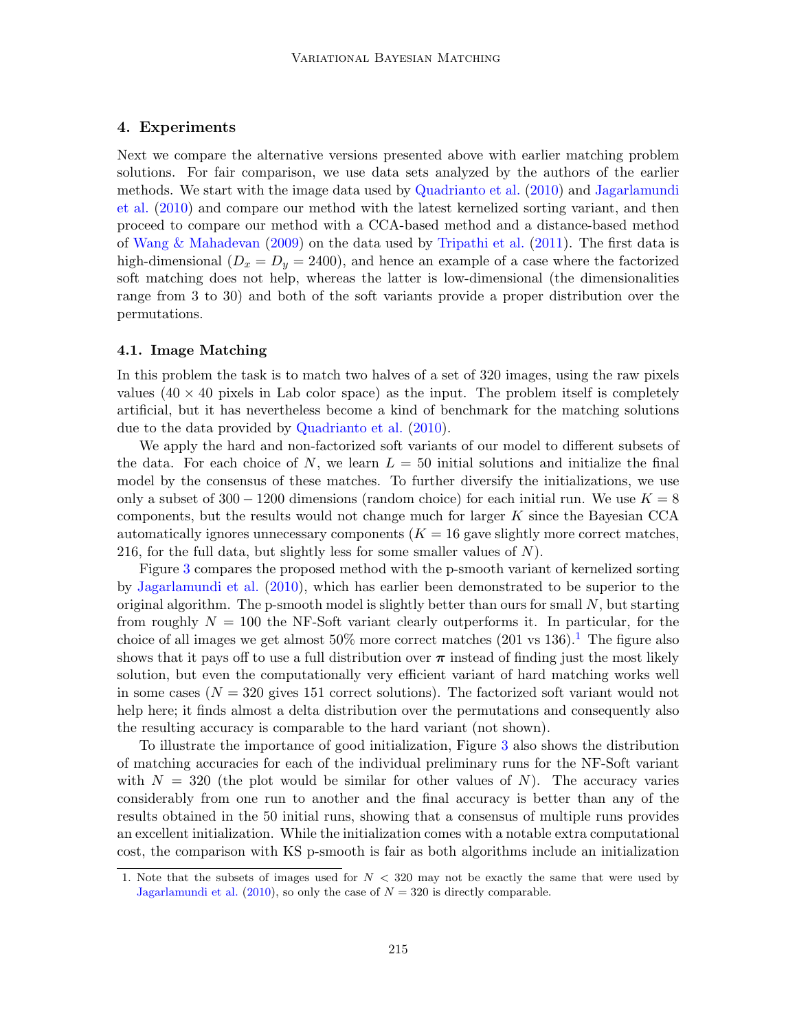## 4. Experiments

Next we compare the alternative versions presented above with earlier matching problem solutions. For fair comparison, we use data sets analyzed by the authors of the earlier methods. We start with the image data used by Quadrianto et al. (2010) and Jagarlamundi et al. (2010) and compare our method with the latest kernelized sorting variant, and then proceed to compare our method with a CCA-based method and a distance-based method of Wang & Mahadevan (2009) on the data used by Tripathi et al. (2011). The first data is high-dimensional ($D_x = D_y = 2400$), and hence an example of a case where the factorized soft matching does not help, whereas the latter is low-dimensional (the dimensionalities range from 3 to 30) and both of the soft variants provide a proper distribution over the permutations.

### 4.1. Image Matching

In this problem the task is to match two halves of a set of 320 images, using the raw pixels values ($40 \times 40$ pixels in Lab color space) as the input. The problem itself is completely artificial, but it has nevertheless become a kind of benchmark for the matching solutions due to the data provided by Quadrianto et al. (2010).

We apply the hard and non-factorized soft variants of our model to different subsets of the data. For each choice of $N$, we learn $L = 50$ initial solutions and initialize the final model by the consensus of these matches. To further diversify the initializations, we use only a subset of $300 - 1200$ dimensions (random choice) for each initial run. We use $K = 8$ components, but the results would not change much for larger $K$ since the Bayesian CCA automatically ignores unnecessary components ($K = 16$ gave slightly more correct matches, 216, for the full data, but slightly less for some smaller values of $N$).

Figure 3 compares the proposed method with the p-smooth variant of kernelized sorting by Jagarlamundi et al. (2010), which has earlier been demonstrated to be superior to the original algorithm. The p-smooth model is slightly better than ours for small $N$, but starting from roughly $N = 100$ the NF-Soft variant clearly outperforms it. In particular, for the choice of all images we get almost 50% more correct matches (201 vs 136).[1] The figure also shows that it pays off to use a full distribution over $\boldsymbol{\pi}$ instead of finding just the most likely solution, but even the computationally very efficient variant of hard matching works well in some cases ($N = 320$ gives 151 correct solutions). The factorized soft variant would not help here; it finds almost a delta distribution over the permutations and consequently also the resulting accuracy is comparable to the hard variant (not shown).

To illustrate the importance of good initialization, Figure 3 also shows the distribution of matching accuracies for each of the individual preliminary runs for the NF-Soft variant with $N = 320$ (the plot would be similar for other values of $N$). The accuracy varies considerably from one run to another and the final accuracy is better than any of the results obtained in the 50 initial runs, showing that a consensus of multiple runs provides an excellent initialization. While the initialization comes with a notable extra computational cost, the comparison with KS p-smooth is fair as both algorithms include an initialization

1. Note that the subsets of images used for $N < 320$ may not be exactly the same that were used by Jagarlamundi et al. (2010), so only the case of $N = 320$ is directly comparable.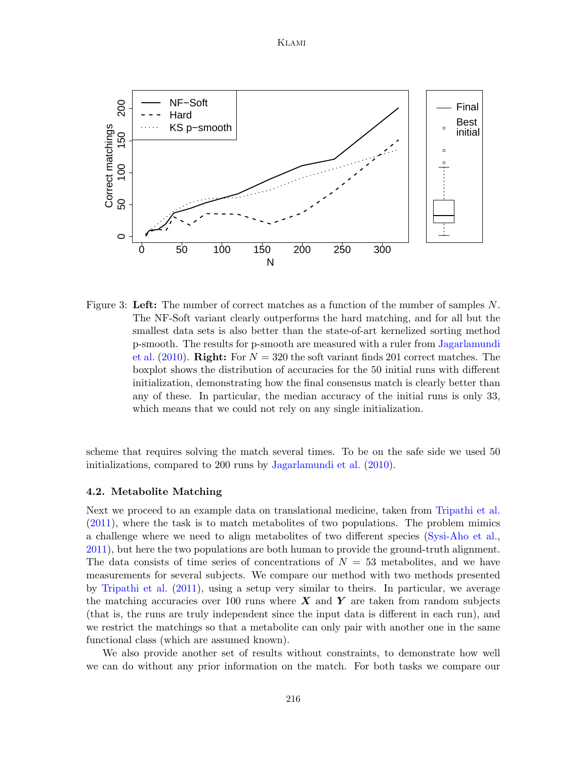Figure 3: **Left:** The number of correct matches as a function of the number of samples $N$. The NF-Soft variant clearly outperforms the hard matching, and for all but the smallest data sets is also better than the state-of-art kernelized sorting method p-smooth. The results for p-smooth are measured with a ruler from Jagarlamundi et al. (2010). **Right:** For $N = 320$ the soft variant finds 201 correct matches. The boxplot shows the distribution of accuracies for the 50 initial runs with different initialization, demonstrating how the final consensus match is clearly better than any of these. In particular, the median accuracy of the initial runs is only 33, which means that we could not rely on any single initialization.

scheme that requires solving the match several times. To be on the safe side we used 50 initializations, compared to 200 runs by Jagarlamundi et al. (2010).

### 4.2. Metabolite Matching

Next we proceed to an example data on translational medicine, taken from Tripathi et al. (2011), where the task is to match metabolites of two populations. The problem mimics a challenge where we need to align metabolites of two different species (Sysi-Aho et al., 2011), but here the two populations are both human to provide the ground-truth alignment. The data consists of time series of concentrations of $N = 53$ metabolites, and we have measurements for several subjects. We compare our method with two methods presented by Tripathi et al. (2011), using a setup very similar to theirs. In particular, we average the matching accuracies over 100 runs where $\boldsymbol{X}$ and $\boldsymbol{Y}$ are taken from random subjects (that is, the runs are truly independent since the input data is different in each run), and we restrict the matchings so that a metabolite can only pair with another one in the same functional class (which are assumed known).

We also provide another set of results without constraints, to demonstrate how well we can do without any prior information on the match. For both tasks we compare our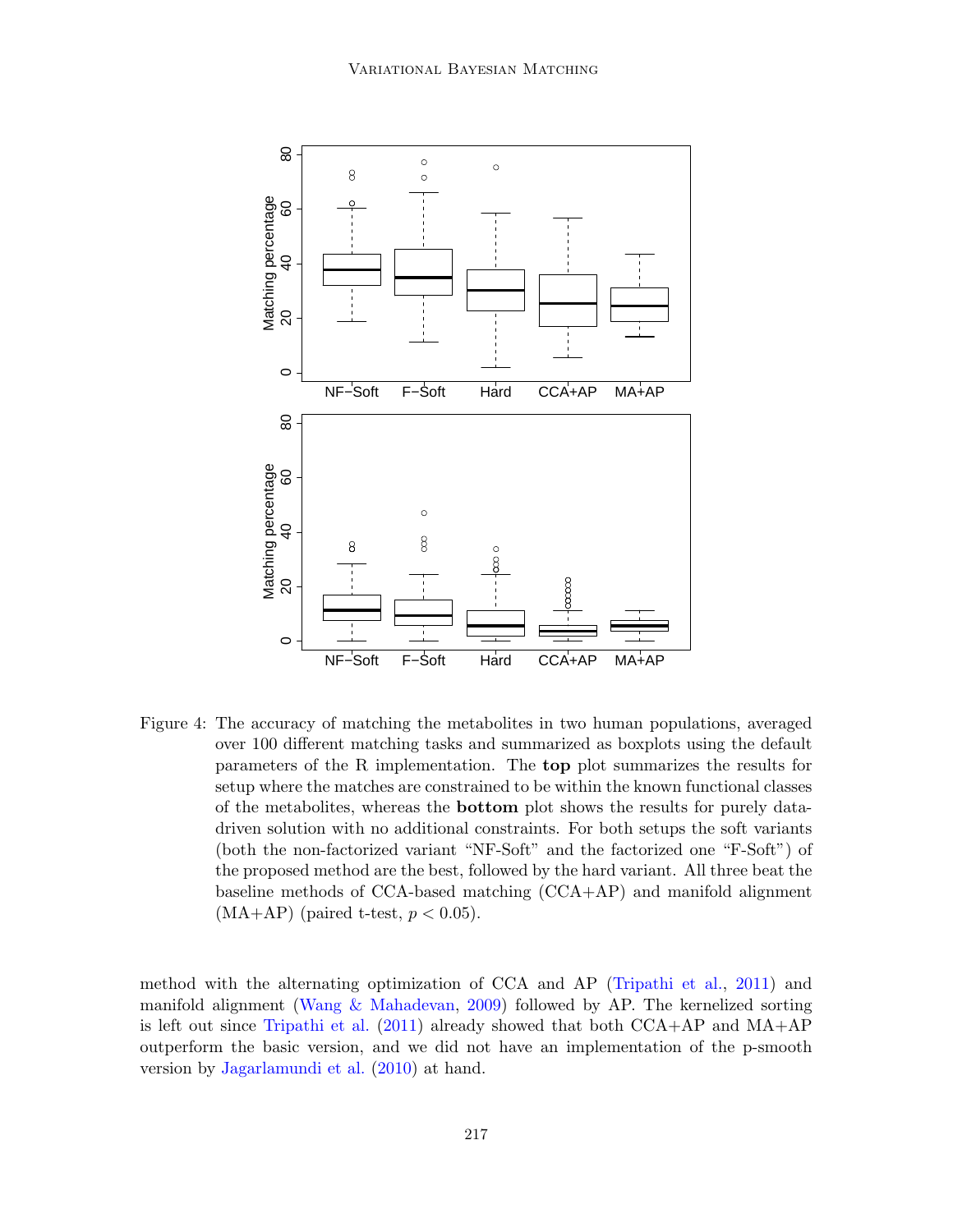Figure 4: The accuracy of matching the metabolites in two human populations, averaged over 100 different matching tasks and summarized as boxplots using the default parameters of the R implementation. The **top** plot summarizes the results for setup where the matches are constrained to be within the known functional classes of the metabolites, whereas the **bottom** plot shows the results for purely data-driven solution with no additional constraints. For both setups the soft variants (both the non-factorized variant "NF-Soft" and the factorized one "F-Soft") of the proposed method are the best, followed by the hard variant. All three beat the baseline methods of CCA-based matching (CCA+AP) and manifold alignment (MA+AP) (paired t-test, $p < 0.05$).

method with the alternating optimization of CCA and AP (Tripathi et al., 2011) and manifold alignment (Wang & Mahadevan, 2009) followed by AP. The kernelized sorting is left out since Tripathi et al. (2011) already showed that both CCA+AP and MA+AP outperform the basic version, and we did not have an implementation of the p-smooth version by Jagarlamundi et al. (2010) at hand.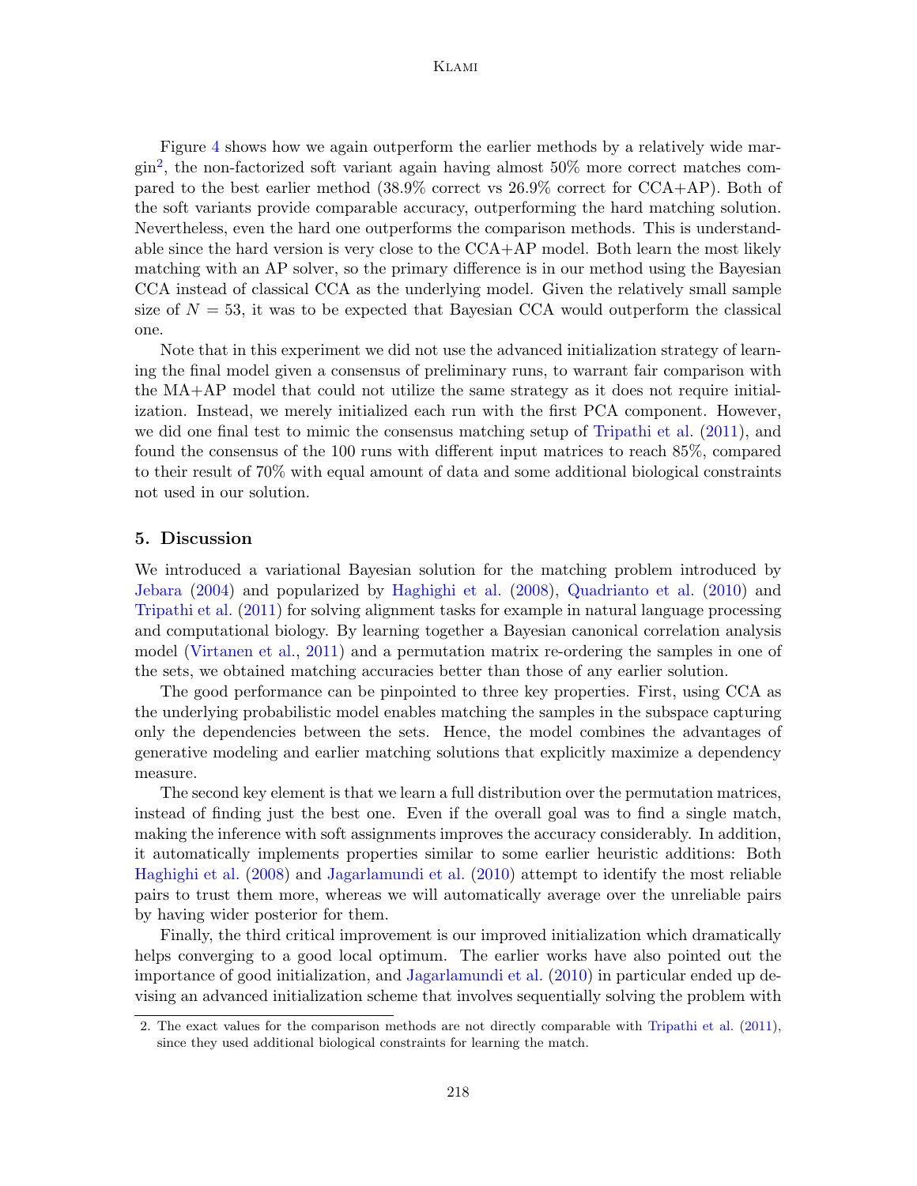Figure 4 shows how we again outperform the earlier methods by a relatively wide margin[2], the non-factorized soft variant again having almost 50% more correct matches compared to the best earlier method (38.9% correct vs 26.9% correct for CCA+AP). Both of the soft variants provide comparable accuracy, outperforming the hard matching solution. Nevertheless, even the hard one outperforms the comparison methods. This is understandable since the hard version is very close to the CCA+AP model. Both learn the most likely matching with an AP solver, so the primary difference is in our method using the Bayesian CCA instead of classical CCA as the underlying model. Given the relatively small sample size of $N = 53$, it was to be expected that Bayesian CCA would outperform the classical one.

Note that in this experiment we did not use the advanced initialization strategy of learning the final model given a consensus of preliminary runs, to warrant fair comparison with the MA+AP model that could not utilize the same strategy as it does not require initialization. Instead, we merely initialized each run with the first PCA component. However, we did one final test to mimic the consensus matching setup of Tripathi et al. (2011), and found the consensus of the 100 runs with different input matrices to reach 85%, compared to their result of 70% with equal amount of data and some additional biological constraints not used in our solution.

## 5. Discussion

We introduced a variational Bayesian solution for the matching problem introduced by Jebara (2004) and popularized by Haghighi et al. (2008), Quadrianto et al. (2010) and Tripathi et al. (2011) for solving alignment tasks for example in natural language processing and computational biology. By learning together a Bayesian canonical correlation analysis model (Virtanen et al., 2011) and a permutation matrix re-ordering the samples in one of the sets, we obtained matching accuracies better than those of any earlier solution.

The good performance can be pinpointed to three key properties. First, using CCA as the underlying probabilistic model enables matching the samples in the subspace capturing only the dependencies between the sets. Hence, the model combines the advantages of generative modeling and earlier matching solutions that explicitly maximize a dependency measure.

The second key element is that we learn a full distribution over the permutation matrices, instead of finding just the best one. Even if the overall goal was to find a single match, making the inference with soft assignments improves the accuracy considerably. In addition, it automatically implements properties similar to some earlier heuristic additions: Both Haghighi et al. (2008) and Jagarlamundi et al. (2010) attempt to identify the most reliable pairs to trust them more, whereas we will automatically average over the unreliable pairs by having wider posterior for them.

Finally, the third critical improvement is our improved initialization which dramatically helps converging to a good local optimum. The earlier works have also pointed out the importance of good initialization, and Jagarlamundi et al. (2010) in particular ended up devising an advanced initialization scheme that involves sequentially solving the problem with

2. The exact values for the comparison methods are not directly comparable with Tripathi et al. (2011), since they used additional biological constraints for learning the match.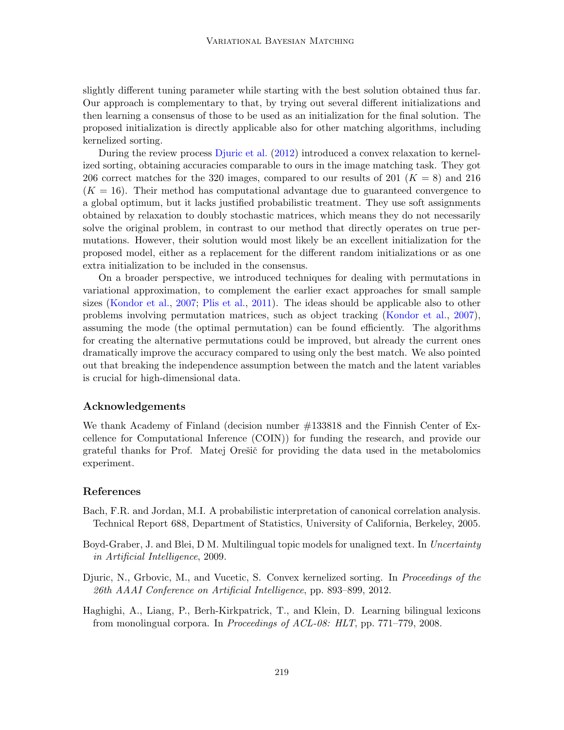slightly different tuning parameter while starting with the best solution obtained thus far. Our approach is complementary to that, by trying out several different initializations and then learning a consensus of those to be used as an initialization for the final solution. The proposed initialization is directly applicable also for other matching algorithms, including kernelized sorting.

During the review process Djuric et al. (2012) introduced a convex relaxation to kernelized sorting, obtaining accuracies comparable to ours in the image matching task. They got 206 correct matches for the 320 images, compared to our results of 201 ($K = 8$) and 216 ($K = 16$). Their method has computational advantage due to guaranteed convergence to a global optimum, but it lacks justified probabilistic treatment. They use soft assignments obtained by relaxation to doubly stochastic matrices, which means they do not necessarily solve the original problem, in contrast to our method that directly operates on true permutations. However, their solution would most likely be an excellent initialization for the proposed model, either as a replacement for the different random initializations or as one extra initialization to be included in the consensus.

On a broader perspective, we introduced techniques for dealing with permutations in variational approximation, to complement the earlier exact approaches for small sample sizes (Kondor et al., 2007; Plis et al., 2011). The ideas should be applicable also to other problems involving permutation matrices, such as object tracking (Kondor et al., 2007), assuming the mode (the optimal permutation) can be found efficiently. The algorithms for creating the alternative permutations could be improved, but already the current ones dramatically improve the accuracy compared to using only the best match. We also pointed out that breaking the independence assumption between the match and the latent variables is crucial for high-dimensional data.

## Acknowledgements

We thank Academy of Finland (decision number #133818 and the Finnish Center of Excellence for Computational Inference (COIN)) for funding the research, and provide our grateful thanks for Prof. Matej Orešič for providing the data used in the metabolomics experiment.

## References

Bach, F.R. and Jordan, M.I. A probabilistic interpretation of canonical correlation analysis. Technical Report 688, Department of Statistics, University of California, Berkeley, 2005.

Boyd-Graber, J. and Blei, D M. Multilingual topic models for unaligned text. In *Uncertainty in Artificial Intelligence*, 2009.

Djuric, N., Grbovic, M., and Vucetic, S. Convex kernelized sorting. In *Proceedings of the 26th AAAI Conference on Artificial Intelligence*, pp. 893–899, 2012.

Haghighi, A., Liang, P., Berh-Kirkpatrick, T., and Klein, D. Learning bilingual lexicons from monolingual corpora. In *Proceedings of ACL-08: HLT*, pp. 771–779, 2008.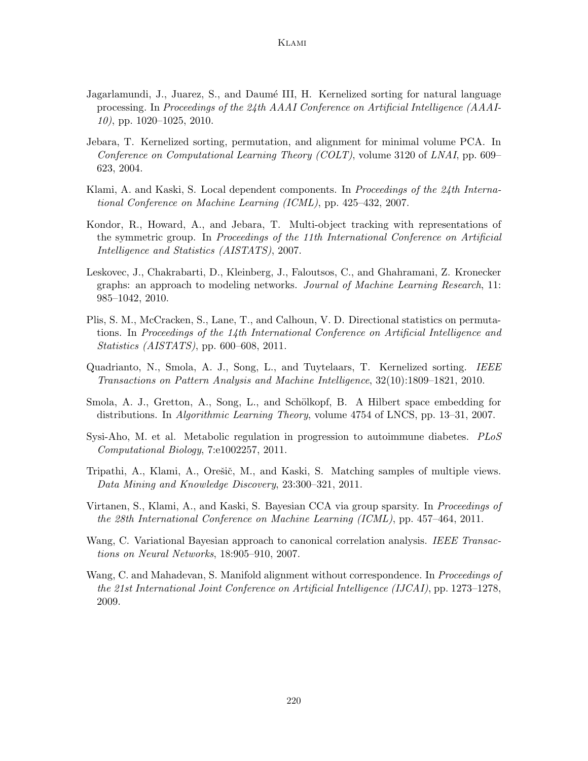Jagarlamundi, J., Juarez, S., and Daumé III, H. Kernelized sorting for natural language processing. In *Proceedings of the 24th AAAI Conference on Artificial Intelligence (AAAI-10)*, pp. 1020–1025, 2010.

Jebara, T. Kernelized sorting, permutation, and alignment for minimal volume PCA. In *Conference on Computational Learning Theory (COLT)*, volume 3120 of *LNAI*, pp. 609–623, 2004.

Klami, A. and Kaski, S. Local dependent components. In *Proceedings of the 24th International Conference on Machine Learning (ICML)*, pp. 425–432, 2007.

Kondor, R., Howard, A., and Jebara, T. Multi-object tracking with representations of the symmetric group. In *Proceedings of the 11th International Conference on Artificial Intelligence and Statistics (AISTATS)*, 2007.

Leskovec, J., Chakrabarti, D., Kleinberg, J., Faloutsos, C., and Ghahramani, Z. Kronecker graphs: an approach to modeling networks. *Journal of Machine Learning Research*, 11: 985–1042, 2010.

Plis, S. M., McCracken, S., Lane, T., and Calhoun, V. D. Directional statistics on permutations. In *Proceedings of the 14th International Conference on Artificial Intelligence and Statistics (AISTATS)*, pp. 600–608, 2011.

Quadrianto, N., Smola, A. J., Song, L., and Tuytelaars, T. Kernelized sorting. *IEEE Transactions on Pattern Analysis and Machine Intelligence*, 32(10):1809–1821, 2010.

Smola, A. J., Gretton, A., Song, L., and Schölkopf, B. A Hilbert space embedding for distributions. In *Algorithmic Learning Theory*, volume 4754 of LNCS, pp. 13–31, 2007.

Sysi-Aho, M. et al. Metabolic regulation in progression to autoimmune diabetes. *PLoS Computational Biology*, 7:e1002257, 2011.

Tripathi, A., Klami, A., Orešič, M., and Kaski, S. Matching samples of multiple views. *Data Mining and Knowledge Discovery*, 23:300–321, 2011.

Virtanen, S., Klami, A., and Kaski, S. Bayesian CCA via group sparsity. In *Proceedings of the 28th International Conference on Machine Learning (ICML)*, pp. 457–464, 2011.

Wang, C. Variational Bayesian approach to canonical correlation analysis. *IEEE Transactions on Neural Networks*, 18:905–910, 2007.

Wang, C. and Mahadevan, S. Manifold alignment without correspondence. In *Proceedings of the 21st International Joint Conference on Artificial Intelligence (IJCAI)*, pp. 1273–1278, 2009.